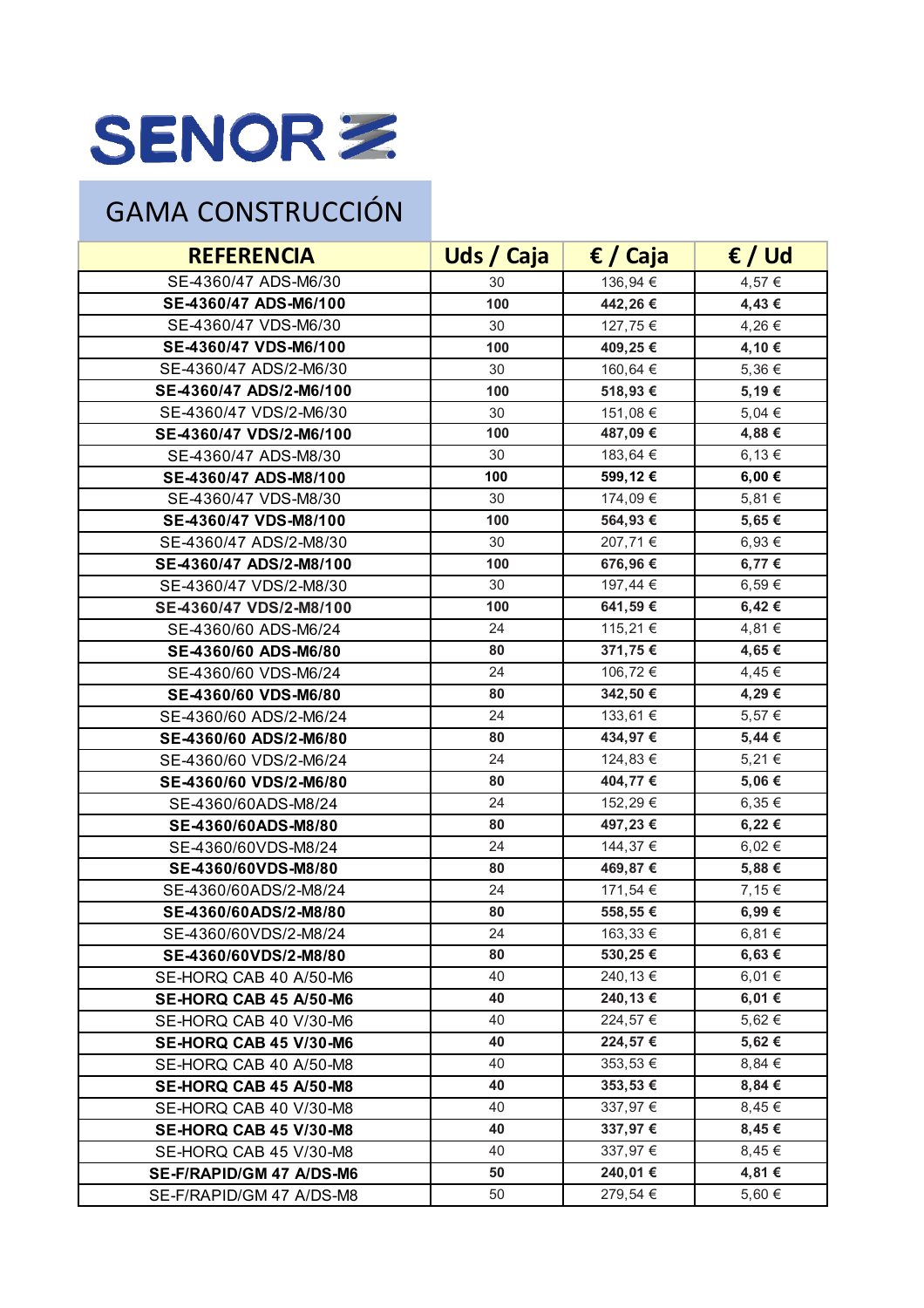# SENOR

## GAMA CONSTRUCCIÓN

| REFERENCIA | Uds / Caja | € / Caja | € / Ud |
|---|---|---|---|
| SE-4360/47 ADS-M6/30 | 30 | 136,94 € | 4,57 € |
| **SE-4360/47 ADS-M6/100** | **100** | **442,26 €** | **4,43 €** |
| SE-4360/47 VDS-M6/30 | 30 | 127,75 € | 4,26 € |
| **SE-4360/47 VDS-M6/100** | **100** | **409,25 €** | **4,10 €** |
| SE-4360/47 ADS/2-M6/30 | 30 | 160,64 € | 5,36 € |
| **SE-4360/47 ADS/2-M6/100** | **100** | **518,93 €** | **5,19 €** |
| SE-4360/47 VDS/2-M6/30 | 30 | 151,08 € | 5,04 € |
| **SE-4360/47 VDS/2-M6/100** | **100** | **487,09 €** | **4,88 €** |
| SE-4360/47 ADS-M8/30 | 30 | 183,64 € | 6,13 € |
| **SE-4360/47 ADS-M8/100** | **100** | **599,12 €** | **6,00 €** |
| SE-4360/47 VDS-M8/30 | 30 | 174,09 € | 5,81 € |
| **SE-4360/47 VDS-M8/100** | **100** | **564,93 €** | **5,65 €** |
| SE-4360/47 ADS/2-M8/30 | 30 | 207,71 € | 6,93 € |
| **SE-4360/47 ADS/2-M8/100** | **100** | **676,96 €** | **6,77 €** |
| SE-4360/47 VDS/2-M8/30 | 30 | 197,44 € | 6,59 € |
| **SE-4360/47 VDS/2-M8/100** | **100** | **641,59 €** | **6,42 €** |
| SE-4360/60 ADS-M6/24 | 24 | 115,21 € | 4,81 € |
| **SE-4360/60 ADS-M6/80** | **80** | **371,75 €** | **4,65 €** |
| SE-4360/60 VDS-M6/24 | 24 | 106,72 € | 4,45 € |
| **SE-4360/60 VDS-M6/80** | **80** | **342,50 €** | **4,29 €** |
| SE-4360/60 ADS/2-M6/24 | 24 | 133,61 € | 5,57 € |
| **SE-4360/60 ADS/2-M6/80** | **80** | **434,97 €** | **5,44 €** |
| SE-4360/60 VDS/2-M6/24 | 24 | 124,83 € | 5,21 € |
| **SE-4360/60 VDS/2-M6/80** | **80** | **404,77 €** | **5,06 €** |
| SE-4360/60ADS-M8/24 | 24 | 152,29 € | 6,35 € |
| **SE-4360/60ADS-M8/80** | **80** | **497,23 €** | **6,22 €** |
| SE-4360/60VDS-M8/24 | 24 | 144,37 € | 6,02 € |
| **SE-4360/60VDS-M8/80** | **80** | **469,87 €** | **5,88 €** |
| SE-4360/60ADS/2-M8/24 | 24 | 171,54 € | 7,15 € |
| **SE-4360/60ADS/2-M8/80** | **80** | **558,55 €** | **6,99 €** |
| SE-4360/60VDS/2-M8/24 | 24 | 163,33 € | 6,81 € |
| **SE-4360/60VDS/2-M8/80** | **80** | **530,25 €** | **6,63 €** |
| SE-HORQ CAB 40 A/50-M6 | 40 | 240,13 € | 6,01 € |
| **SE-HORQ CAB 45 A/50-M6** | **40** | **240,13 €** | **6,01 €** |
| SE-HORQ CAB 40 V/30-M6 | 40 | 224,57 € | 5,62 € |
| **SE-HORQ CAB 45 V/30-M6** | **40** | **224,57 €** | **5,62 €** |
| SE-HORQ CAB 40 A/50-M8 | 40 | 353,53 € | 8,84 € |
| **SE-HORQ CAB 45 A/50-M8** | **40** | **353,53 €** | **8,84 €** |
| SE-HORQ CAB 40 V/30-M8 | 40 | 337,97 € | 8,45 € |
| **SE-HORQ CAB 45 V/30-M8** | **40** | **337,97 €** | **8,45 €** |
| SE-HORQ CAB 45 V/30-M8 | 40 | 337,97 € | 8,45 € |
| **SE-F/RAPID/GM 47 A/DS-M6** | **50** | **240,01 €** | **4,81 €** |
| SE-F/RAPID/GM 47 A/DS-M8 | 50 | 279,54 € | 5,60 € |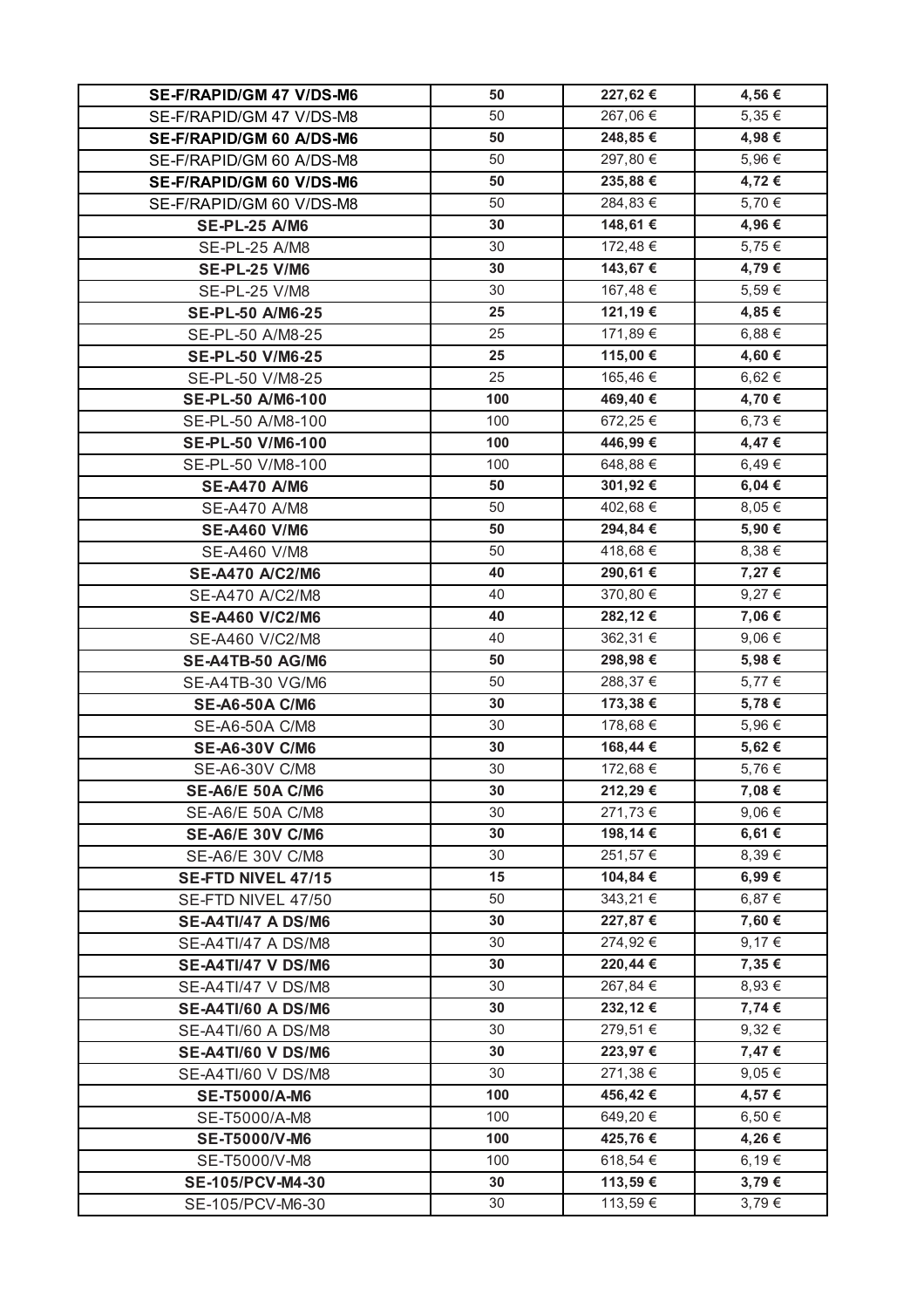| **SE-F/RAPID/GM 47 V/DS-M6** | **50** | **227,62 €** | **4,56 €** |
|---|---|---|---|
| SE-F/RAPID/GM 47 V/DS-M8 | 50 | 267,06 € | 5,35 € |
| **SE-F/RAPID/GM 60 A/DS-M6** | **50** | **248,85 €** | **4,98 €** |
| SE-F/RAPID/GM 60 A/DS-M8 | 50 | 297,80 € | 5,96 € |
| **SE-F/RAPID/GM 60 V/DS-M6** | **50** | **235,88 €** | **4,72 €** |
| SE-F/RAPID/GM 60 V/DS-M8 | 50 | 284,83 € | 5,70 € |
| **SE-PL-25 A/M6** | **30** | **148,61 €** | **4,96 €** |
| SE-PL-25 A/M8 | 30 | 172,48 € | 5,75 € |
| **SE-PL-25 V/M6** | **30** | **143,67 €** | **4,79 €** |
| SE-PL-25 V/M8 | 30 | 167,48 € | 5,59 € |
| **SE-PL-50 A/M6-25** | **25** | **121,19 €** | **4,85 €** |
| SE-PL-50 A/M8-25 | 25 | 171,89 € | 6,88 € |
| **SE-PL-50 V/M6-25** | **25** | **115,00 €** | **4,60 €** |
| SE-PL-50 V/M8-25 | 25 | 165,46 € | 6,62 € |
| **SE-PL-50 A/M6-100** | **100** | **469,40 €** | **4,70 €** |
| SE-PL-50 A/M8-100 | 100 | 672,25 € | 6,73 € |
| **SE-PL-50 V/M6-100** | **100** | **446,99 €** | **4,47 €** |
| SE-PL-50 V/M8-100 | 100 | 648,88 € | 6,49 € |
| **SE-A470 A/M6** | **50** | **301,92 €** | **6,04 €** |
| SE-A470 A/M8 | 50 | 402,68 € | 8,05 € |
| **SE-A460 V/M6** | **50** | **294,84 €** | **5,90 €** |
| SE-A460 V/M8 | 50 | 418,68 € | 8,38 € |
| **SE-A470 A/C2/M6** | **40** | **290,61 €** | **7,27 €** |
| SE-A470 A/C2/M8 | 40 | 370,80 € | 9,27 € |
| **SE-A460 V/C2/M6** | **40** | **282,12 €** | **7,06 €** |
| SE-A460 V/C2/M8 | 40 | 362,31 € | 9,06 € |
| **SE-A4TB-50 AG/M6** | **50** | **298,98 €** | **5,98 €** |
| SE-A4TB-30 VG/M6 | 50 | 288,37 € | 5,77 € |
| **SE-A6-50A C/M6** | **30** | **173,38 €** | **5,78 €** |
| SE-A6-50A C/M8 | 30 | 178,68 € | 5,96 € |
| **SE-A6-30V C/M6** | **30** | **168,44 €** | **5,62 €** |
| SE-A6-30V C/M8 | 30 | 172,68 € | 5,76 € |
| **SE-A6/E 50A C/M6** | **30** | **212,29 €** | **7,08 €** |
| SE-A6/E 50A C/M8 | 30 | 271,73 € | 9,06 € |
| **SE-A6/E 30V C/M6** | **30** | **198,14 €** | **6,61 €** |
| SE-A6/E 30V C/M8 | 30 | 251,57 € | 8,39 € |
| **SE-FTD NIVEL 47/15** | **15** | **104,84 €** | **6,99 €** |
| SE-FTD NIVEL 47/50 | 50 | 343,21 € | 6,87 € |
| **SE-A4TI/47 A DS/M6** | **30** | **227,87 €** | **7,60 €** |
| SE-A4TI/47 A DS/M8 | 30 | 274,92 € | 9,17 € |
| **SE-A4TI/47 V DS/M6** | **30** | **220,44 €** | **7,35 €** |
| SE-A4TI/47 V DS/M8 | 30 | 267,84 € | 8,93 € |
| **SE-A4TI/60 A DS/M6** | **30** | **232,12 €** | **7,74 €** |
| SE-A4TI/60 A DS/M8 | 30 | 279,51 € | 9,32 € |
| **SE-A4TI/60 V DS/M6** | **30** | **223,97 €** | **7,47 €** |
| SE-A4TI/60 V DS/M8 | 30 | 271,38 € | 9,05 € |
| **SE-T5000/A-M6** | **100** | **456,42 €** | **4,57 €** |
| SE-T5000/A-M8 | 100 | 649,20 € | 6,50 € |
| **SE-T5000/V-M6** | **100** | **425,76 €** | **4,26 €** |
| SE-T5000/V-M8 | 100 | 618,54 € | 6,19 € |
| **SE-105/PCV-M4-30** | **30** | **113,59 €** | **3,79 €** |
| SE-105/PCV-M6-30 | 30 | 113,59 € | 3,79 € |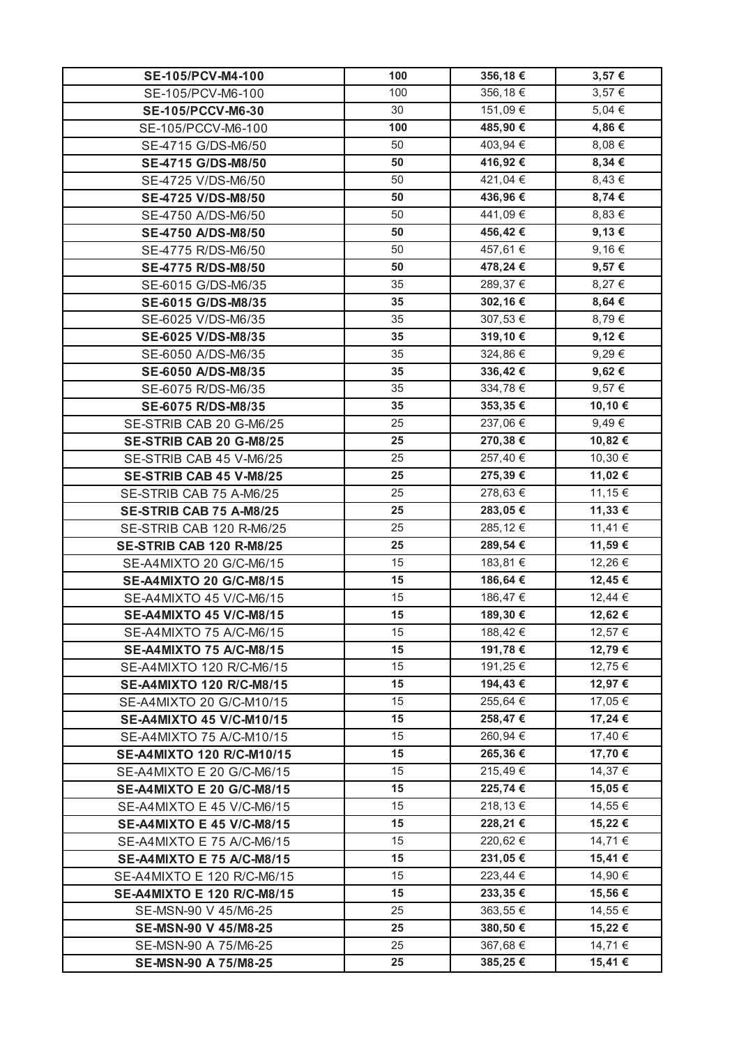| | | | |
|---|---|---|---|
| **SE-105/PCV-M4-100** | **100** | **356,18 €** | **3,57 €** |
| SE-105/PCV-M6-100 | 100 | 356,18 € | 3,57 € |
| **SE-105/PCCV-M6-30** | 30 | 151,09 € | 5,04 € |
| SE-105/PCCV-M6-100 | **100** | **485,90 €** | **4,86 €** |
| SE-4715 G/DS-M6/50 | 50 | 403,94 € | 8,08 € |
| **SE-4715 G/DS-M8/50** | **50** | **416,92 €** | **8,34 €** |
| SE-4725 V/DS-M6/50 | 50 | 421,04 € | 8,43 € |
| **SE-4725 V/DS-M8/50** | **50** | **436,96 €** | **8,74 €** |
| SE-4750 A/DS-M6/50 | 50 | 441,09 € | 8,83 € |
| **SE-4750 A/DS-M8/50** | **50** | **456,42 €** | **9,13 €** |
| SE-4775 R/DS-M6/50 | 50 | 457,61 € | 9,16 € |
| **SE-4775 R/DS-M8/50** | **50** | **478,24 €** | **9,57 €** |
| SE-6015 G/DS-M6/35 | 35 | 289,37 € | 8,27 € |
| **SE-6015 G/DS-M8/35** | **35** | **302,16 €** | **8,64 €** |
| SE-6025 V/DS-M6/35 | 35 | 307,53 € | 8,79 € |
| **SE-6025 V/DS-M8/35** | **35** | **319,10 €** | **9,12 €** |
| SE-6050 A/DS-M6/35 | 35 | 324,86 € | 9,29 € |
| **SE-6050 A/DS-M8/35** | **35** | **336,42 €** | **9,62 €** |
| SE-6075 R/DS-M6/35 | 35 | 334,78 € | 9,57 € |
| **SE-6075 R/DS-M8/35** | **35** | **353,35 €** | **10,10 €** |
| SE-STRIB CAB 20 G-M6/25 | 25 | 237,06 € | 9,49 € |
| **SE-STRIB CAB 20 G-M8/25** | **25** | **270,38 €** | **10,82 €** |
| SE-STRIB CAB 45 V-M6/25 | 25 | 257,40 € | 10,30 € |
| **SE-STRIB CAB 45 V-M8/25** | **25** | **275,39 €** | **11,02 €** |
| SE-STRIB CAB 75 A-M6/25 | 25 | 278,63 € | 11,15 € |
| **SE-STRIB CAB 75 A-M8/25** | **25** | **283,05 €** | **11,33 €** |
| SE-STRIB CAB 120 R-M6/25 | 25 | 285,12 € | 11,41 € |
| **SE-STRIB CAB 120 R-M8/25** | **25** | **289,54 €** | **11,59 €** |
| SE-A4MIXTO 20 G/C-M6/15 | 15 | 183,81 € | 12,26 € |
| **SE-A4MIXTO 20 G/C-M8/15** | **15** | **186,64 €** | **12,45 €** |
| SE-A4MIXTO 45 V/C-M6/15 | 15 | 186,47 € | 12,44 € |
| **SE-A4MIXTO 45 V/C-M8/15** | **15** | **189,30 €** | **12,62 €** |
| SE-A4MIXTO 75 A/C-M6/15 | 15 | 188,42 € | 12,57 € |
| **SE-A4MIXTO 75 A/C-M8/15** | **15** | **191,78 €** | **12,79 €** |
| SE-A4MIXTO 120 R/C-M6/15 | 15 | 191,25 € | 12,75 € |
| **SE-A4MIXTO 120 R/C-M8/15** | **15** | **194,43 €** | **12,97 €** |
| SE-A4MIXTO 20 G/C-M10/15 | 15 | 255,64 € | 17,05 € |
| **SE-A4MIXTO 45 V/C-M10/15** | **15** | **258,47 €** | **17,24 €** |
| SE-A4MIXTO 75 A/C-M10/15 | 15 | 260,94 € | 17,40 € |
| **SE-A4MIXTO 120 R/C-M10/15** | **15** | **265,36 €** | **17,70 €** |
| SE-A4MIXTO E 20 G/C-M6/15 | 15 | 215,49 € | 14,37 € |
| **SE-A4MIXTO E 20 G/C-M8/15** | **15** | **225,74 €** | **15,05 €** |
| SE-A4MIXTO E 45 V/C-M6/15 | 15 | 218,13 € | 14,55 € |
| **SE-A4MIXTO E 45 V/C-M8/15** | **15** | **228,21 €** | **15,22 €** |
| SE-A4MIXTO E 75 A/C-M6/15 | 15 | 220,62 € | 14,71 € |
| **SE-A4MIXTO E 75 A/C-M8/15** | **15** | **231,05 €** | **15,41 €** |
| SE-A4MIXTO E 120 R/C-M6/15 | 15 | 223,44 € | 14,90 € |
| **SE-A4MIXTO E 120 R/C-M8/15** | **15** | **233,35 €** | **15,56 €** |
| SE-MSN-90 V 45/M6-25 | 25 | 363,55 € | 14,55 € |
| **SE-MSN-90 V 45/M8-25** | **25** | **380,50 €** | **15,22 €** |
| SE-MSN-90 A 75/M6-25 | 25 | 367,68 € | 14,71 € |
| **SE-MSN-90 A 75/M8-25** | **25** | **385,25 €** | **15,41 €** |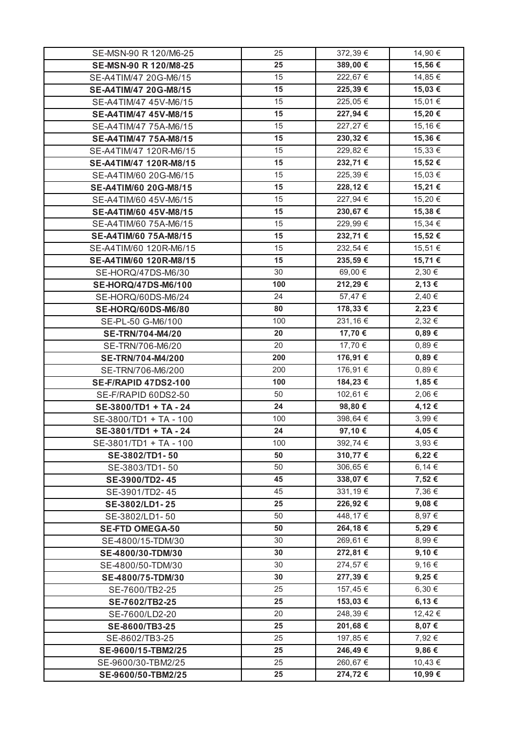| | | | |
|---|---|---|---|
| SE-MSN-90 R 120/M6-25 | 25 | 372,39 € | 14,90 € |
| **SE-MSN-90 R 120/M8-25** | **25** | **389,00 €** | **15,56 €** |
| SE-A4TIM/47 20G-M6/15 | 15 | 222,67 € | 14,85 € |
| **SE-A4TIM/47 20G-M8/15** | **15** | **225,39 €** | **15,03 €** |
| SE-A4TIM/47 45V-M6/15 | 15 | 225,05 € | 15,01 € |
| **SE-A4TIM/47 45V-M8/15** | **15** | **227,94 €** | **15,20 €** |
| SE-A4TIM/47 75A-M6/15 | 15 | 227,27 € | 15,16 € |
| **SE-A4TIM/47 75A-M8/15** | **15** | **230,32 €** | **15,36 €** |
| SE-A4TIM/47 120R-M6/15 | 15 | 229,82 € | 15,33 € |
| **SE-A4TIM/47 120R-M8/15** | **15** | **232,71 €** | **15,52 €** |
| SE-A4TIM/60 20G-M6/15 | 15 | 225,39 € | 15,03 € |
| **SE-A4TIM/60 20G-M8/15** | **15** | **228,12 €** | **15,21 €** |
| SE-A4TIM/60 45V-M6/15 | 15 | 227,94 € | 15,20 € |
| **SE-A4TIM/60 45V-M8/15** | **15** | **230,67 €** | **15,38 €** |
| SE-A4TIM/60 75A-M6/15 | 15 | 229,99 € | 15,34 € |
| **SE-A4TIM/60 75A-M8/15** | **15** | **232,71 €** | **15,52 €** |
| SE-A4TIM/60 120R-M6/15 | 15 | 232,54 € | 15,51 € |
| **SE-A4TIM/60 120R-M8/15** | **15** | **235,59 €** | **15,71 €** |
| SE-HORQ/47DS-M6/30 | 30 | 69,00 € | 2,30 € |
| **SE-HORQ/47DS-M6/100** | **100** | **212,29 €** | **2,13 €** |
| SE-HORQ/60DS-M6/24 | 24 | 57,47 € | 2,40 € |
| **SE-HORQ/60DS-M6/80** | **80** | **178,33 €** | **2,23 €** |
| SE-PL-50 G-M6/100 | 100 | 231,16 € | 2,32 € |
| **SE-TRN/704-M4/20** | **20** | **17,70 €** | **0,89 €** |
| SE-TRN/706-M6/20 | 20 | 17,70 € | 0,89 € |
| **SE-TRN/704-M4/200** | **200** | **176,91 €** | **0,89 €** |
| SE-TRN/706-M6/200 | 200 | 176,91 € | 0,89 € |
| **SE-F/RAPID 47DS2-100** | **100** | **184,23 €** | **1,85 €** |
| SE-F/RAPID 60DS2-50 | 50 | 102,61 € | 2,06 € |
| **SE-3800/TD1 + TA - 24** | **24** | **98,80 €** | **4,12 €** |
| SE-3800/TD1 + TA - 100 | 100 | 398,64 € | 3,99 € |
| **SE-3801/TD1 + TA - 24** | **24** | **97,10 €** | **4,05 €** |
| SE-3801/TD1 + TA - 100 | 100 | 392,74 € | 3,93 € |
| **SE-3802/TD1- 50** | **50** | **310,77 €** | **6,22 €** |
| SE-3803/TD1- 50 | 50 | 306,65 € | 6,14 € |
| **SE-3900/TD2- 45** | **45** | **338,07 €** | **7,52 €** |
| SE-3901/TD2- 45 | 45 | 331,19 € | 7,36 € |
| **SE-3802/LD1- 25** | **25** | **226,92 €** | **9,08 €** |
| SE-3802/LD1- 50 | 50 | 448,17 € | 8,97 € |
| **SE-FTD OMEGA-50** | **50** | **264,18 €** | **5,29 €** |
| SE-4800/15-TDM/30 | 30 | 269,61 € | 8,99 € |
| **SE-4800/30-TDM/30** | **30** | **272,81 €** | **9,10 €** |
| SE-4800/50-TDM/30 | 30 | 274,57 € | 9,16 € |
| **SE-4800/75-TDM/30** | **30** | **277,39 €** | **9,25 €** |
| SE-7600/TB2-25 | 25 | 157,45 € | 6,30 € |
| **SE-7602/TB2-25** | **25** | **153,03 €** | **6,13 €** |
| SE-7600/LD2-20 | 20 | 248,39 € | 12,42 € |
| **SE-8600/TB3-25** | **25** | **201,68 €** | **8,07 €** |
| SE-8602/TB3-25 | 25 | 197,85 € | 7,92 € |
| **SE-9600/15-TBM2/25** | **25** | **246,49 €** | **9,86 €** |
| SE-9600/30-TBM2/25 | 25 | 260,67 € | 10,43 € |
| **SE-9600/50-TBM2/25** | **25** | **274,72 €** | **10,99 €** |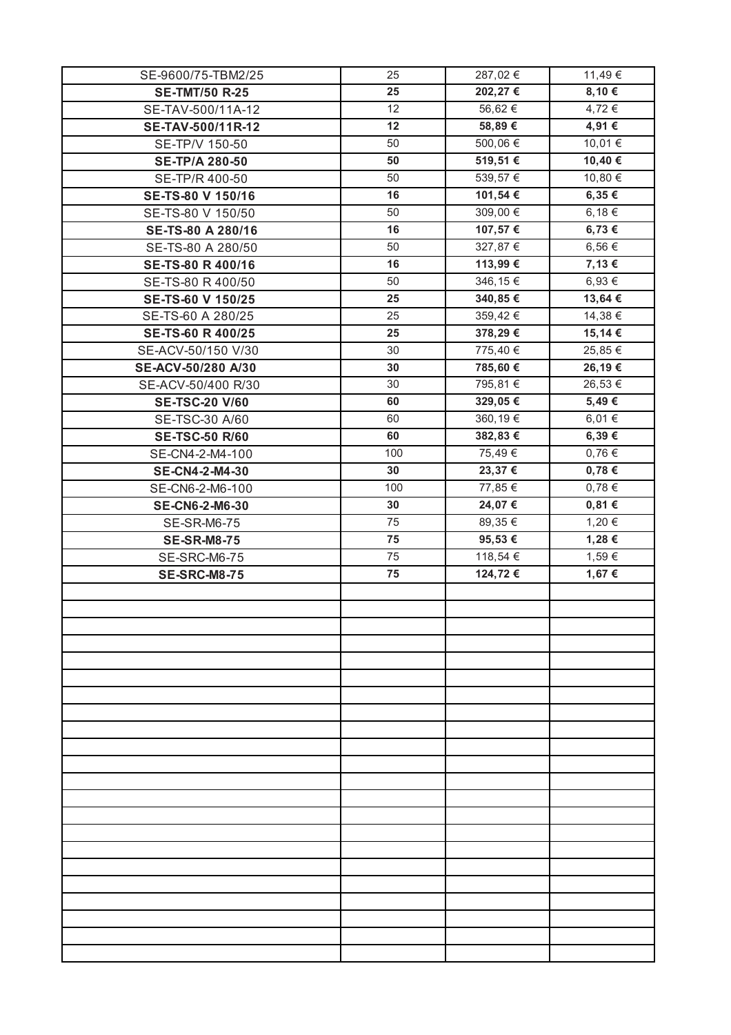| | | | |
|---|---|---|---|
| SE-9600/75-TBM2/25 | 25 | 287,02 € | 11,49 € |
| **SE-TMT/50 R-25** | **25** | **202,27 €** | **8,10 €** |
| SE-TAV-500/11A-12 | 12 | 56,62 € | 4,72 € |
| **SE-TAV-500/11R-12** | **12** | **58,89 €** | **4,91 €** |
| SE-TP/V 150-50 | 50 | 500,06 € | 10,01 € |
| **SE-TP/A 280-50** | **50** | **519,51 €** | **10,40 €** |
| SE-TP/R 400-50 | 50 | 539,57 € | 10,80 € |
| **SE-TS-80 V 150/16** | **16** | **101,54 €** | **6,35 €** |
| SE-TS-80 V 150/50 | 50 | 309,00 € | 6,18 € |
| **SE-TS-80 A 280/16** | **16** | **107,57 €** | **6,73 €** |
| SE-TS-80 A 280/50 | 50 | 327,87 € | 6,56 € |
| **SE-TS-80 R 400/16** | **16** | **113,99 €** | **7,13 €** |
| SE-TS-80 R 400/50 | 50 | 346,15 € | 6,93 € |
| **SE-TS-60 V 150/25** | **25** | **340,85 €** | **13,64 €** |
| SE-TS-60 A 280/25 | 25 | 359,42 € | 14,38 € |
| **SE-TS-60 R 400/25** | **25** | **378,29 €** | **15,14 €** |
| SE-ACV-50/150 V/30 | 30 | 775,40 € | 25,85 € |
| **SE-ACV-50/280 A/30** | **30** | **785,60 €** | **26,19 €** |
| SE-ACV-50/400 R/30 | 30 | 795,81 € | 26,53 € |
| **SE-TSC-20 V/60** | **60** | **329,05 €** | **5,49 €** |
| SE-TSC-30 A/60 | 60 | 360,19 € | 6,01 € |
| **SE-TSC-50 R/60** | **60** | **382,83 €** | **6,39 €** |
| SE-CN4-2-M4-100 | 100 | 75,49 € | 0,76 € |
| **SE-CN4-2-M4-30** | **30** | **23,37 €** | **0,78 €** |
| SE-CN6-2-M6-100 | 100 | 77,85 € | 0,78 € |
| **SE-CN6-2-M6-30** | **30** | **24,07 €** | **0,81 €** |
| SE-SR-M6-75 | 75 | 89,35 € | 1,20 € |
| **SE-SR-M8-75** | **75** | **95,53 €** | **1,28 €** |
| SE-SRC-M6-75 | 75 | 118,54 € | 1,59 € |
| **SE-SRC-M8-75** | **75** | **124,72 €** | **1,67 €** |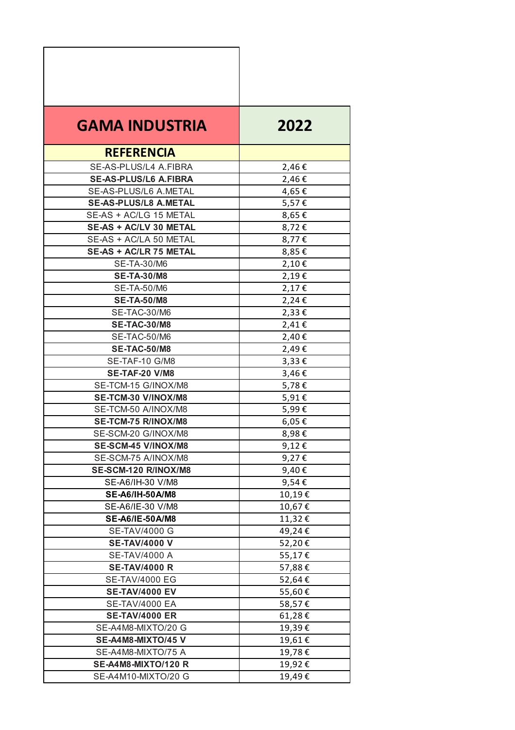| GAMA INDUSTRIA | 2022 |
|---|---|
| **REFERENCIA** | |
| SE-AS-PLUS/L4 A.FIBRA | 2,46 € |
| **SE-AS-PLUS/L6 A.FIBRA** | 2,46 € |
| SE-AS-PLUS/L6 A.METAL | 4,65 € |
| **SE-AS-PLUS/L8 A.METAL** | 5,57 € |
| SE-AS + AC/LG 15 METAL | 8,65 € |
| **SE-AS + AC/LV 30 METAL** | 8,72 € |
| SE-AS + AC/LA 50 METAL | 8,77 € |
| **SE-AS + AC/LR 75 METAL** | 8,85 € |
| SE-TA-30/M6 | 2,10 € |
| **SE-TA-30/M8** | 2,19 € |
| SE-TA-50/M6 | 2,17 € |
| **SE-TA-50/M8** | 2,24 € |
| SE-TAC-30/M6 | 2,33 € |
| **SE-TAC-30/M8** | 2,41 € |
| SE-TAC-50/M6 | 2,40 € |
| **SE-TAC-50/M8** | 2,49 € |
| SE-TAF-10 G/M8 | 3,33 € |
| **SE-TAF-20 V/M8** | 3,46 € |
| SE-TCM-15 G/INOX/M8 | 5,78 € |
| **SE-TCM-30 V/INOX/M8** | 5,91 € |
| SE-TCM-50 A/INOX/M8 | 5,99 € |
| **SE-TCM-75 R/INOX/M8** | 6,05 € |
| SE-SCM-20 G/INOX/M8 | 8,98 € |
| **SE-SCM-45 V/INOX/M8** | 9,12 € |
| SE-SCM-75 A/INOX/M8 | 9,27 € |
| **SE-SCM-120 R/INOX/M8** | 9,40 € |
| SE-A6/IH-30 V/M8 | 9,54 € |
| **SE-A6/IH-50A/M8** | 10,19 € |
| SE-A6/IE-30 V/M8 | 10,67 € |
| **SE-A6/IE-50A/M8** | 11,32 € |
| SE-TAV/4000 G | 49,24 € |
| **SE-TAV/4000 V** | 52,20 € |
| SE-TAV/4000 A | 55,17 € |
| **SE-TAV/4000 R** | 57,88 € |
| SE-TAV/4000 EG | 52,64 € |
| **SE-TAV/4000 EV** | 55,60 € |
| SE-TAV/4000 EA | 58,57 € |
| **SE-TAV/4000 ER** | 61,28 € |
| SE-A4M8-MIXTO/20 G | 19,39 € |
| **SE-A4M8-MIXTO/45 V** | 19,61 € |
| SE-A4M8-MIXTO/75 A | 19,78 € |
| **SE-A4M8-MIXTO/120 R** | 19,92 € |
| SE-A4M10-MIXTO/20 G | 19,49 € |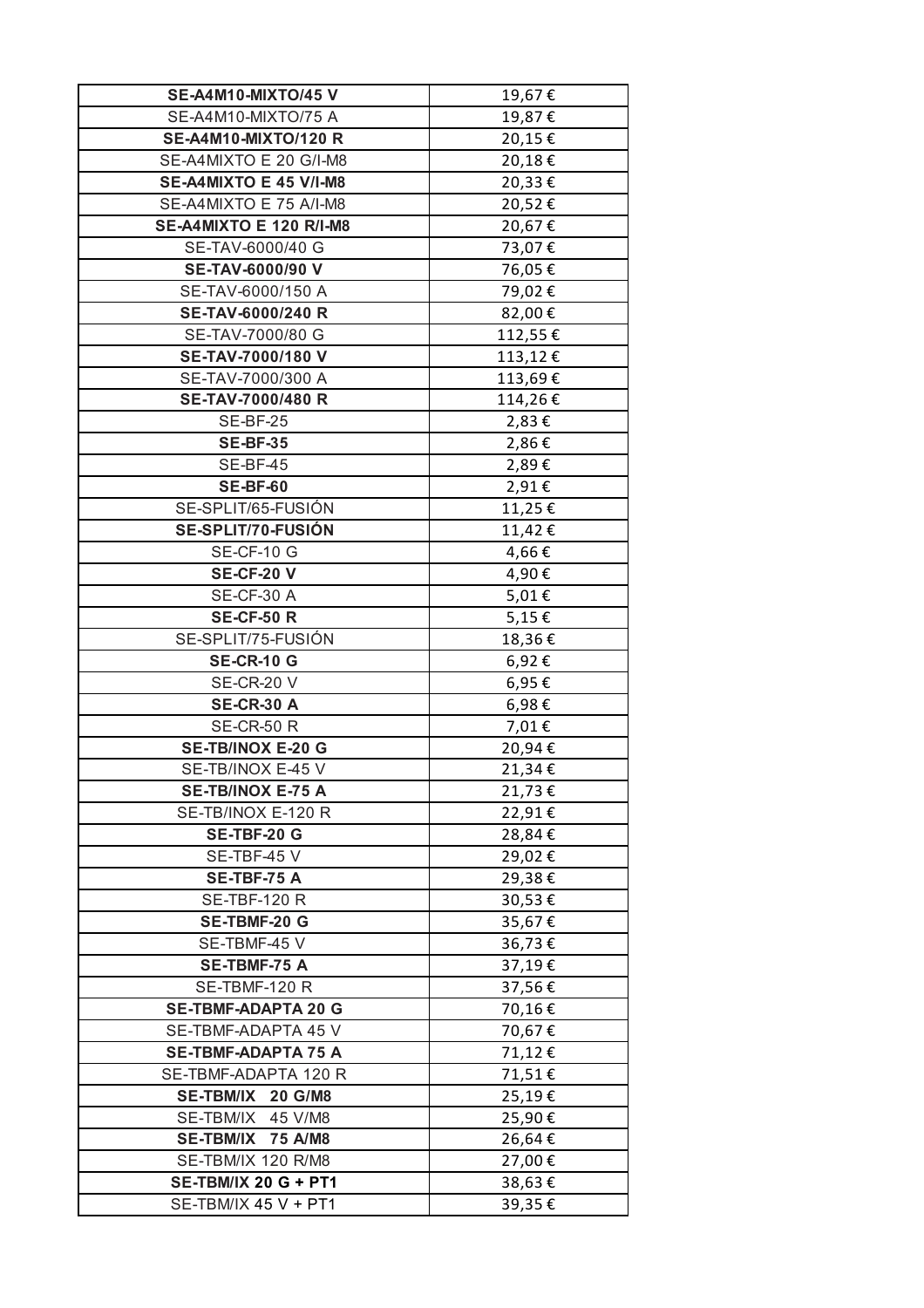| **SE-A4M10-MIXTO/45 V** | 19,67 € |
|---|---|
| SE-A4M10-MIXTO/75 A | 19,87 € |
| **SE-A4M10-MIXTO/120 R** | 20,15 € |
| SE-A4MIXTO E 20 G/I-M8 | 20,18 € |
| **SE-A4MIXTO E 45 V/I-M8** | 20,33 € |
| SE-A4MIXTO E 75 A/I-M8 | 20,52 € |
| **SE-A4MIXTO E 120 R/I-M8** | 20,67 € |
| SE-TAV-6000/40 G | 73,07 € |
| **SE-TAV-6000/90 V** | 76,05 € |
| SE-TAV-6000/150 A | 79,02 € |
| **SE-TAV-6000/240 R** | 82,00 € |
| SE-TAV-7000/80 G | 112,55 € |
| **SE-TAV-7000/180 V** | 113,12 € |
| SE-TAV-7000/300 A | 113,69 € |
| **SE-TAV-7000/480 R** | 114,26 € |
| SE-BF-25 | 2,83 € |
| **SE-BF-35** | 2,86 € |
| SE-BF-45 | 2,89 € |
| **SE-BF-60** | 2,91 € |
| SE-SPLIT/65-FUSIÓN | 11,25 € |
| **SE-SPLIT/70-FUSIÓN** | 11,42 € |
| SE-CF-10 G | 4,66 € |
| **SE-CF-20 V** | 4,90 € |
| SE-CF-30 A | 5,01 € |
| **SE-CF-50 R** | 5,15 € |
| SE-SPLIT/75-FUSIÓN | 18,36 € |
| **SE-CR-10 G** | 6,92 € |
| SE-CR-20 V | 6,95 € |
| **SE-CR-30 A** | 6,98 € |
| SE-CR-50 R | 7,01 € |
| **SE-TB/INOX E-20 G** | 20,94 € |
| SE-TB/INOX E-45 V | 21,34 € |
| **SE-TB/INOX E-75 A** | 21,73 € |
| SE-TB/INOX E-120 R | 22,91 € |
| **SE-TBF-20 G** | 28,84 € |
| SE-TBF-45 V | 29,02 € |
| **SE-TBF-75 A** | 29,38 € |
| SE-TBF-120 R | 30,53 € |
| **SE-TBMF-20 G** | 35,67 € |
| SE-TBMF-45 V | 36,73 € |
| **SE-TBMF-75 A** | 37,19 € |
| SE-TBMF-120 R | 37,56 € |
| **SE-TBMF-ADAPTA 20 G** | 70,16 € |
| SE-TBMF-ADAPTA 45 V | 70,67 € |
| **SE-TBMF-ADAPTA 75 A** | 71,12 € |
| SE-TBMF-ADAPTA 120 R | 71,51 € |
| **SE-TBM/IX 20 G/M8** | 25,19 € |
| SE-TBM/IX 45 V/M8 | 25,90 € |
| **SE-TBM/IX 75 A/M8** | 26,64 € |
| SE-TBM/IX 120 R/M8 | 27,00 € |
| **SE-TBM/IX 20 G + PT1** | 38,63 € |
| SE-TBM/IX 45 V + PT1 | 39,35 € |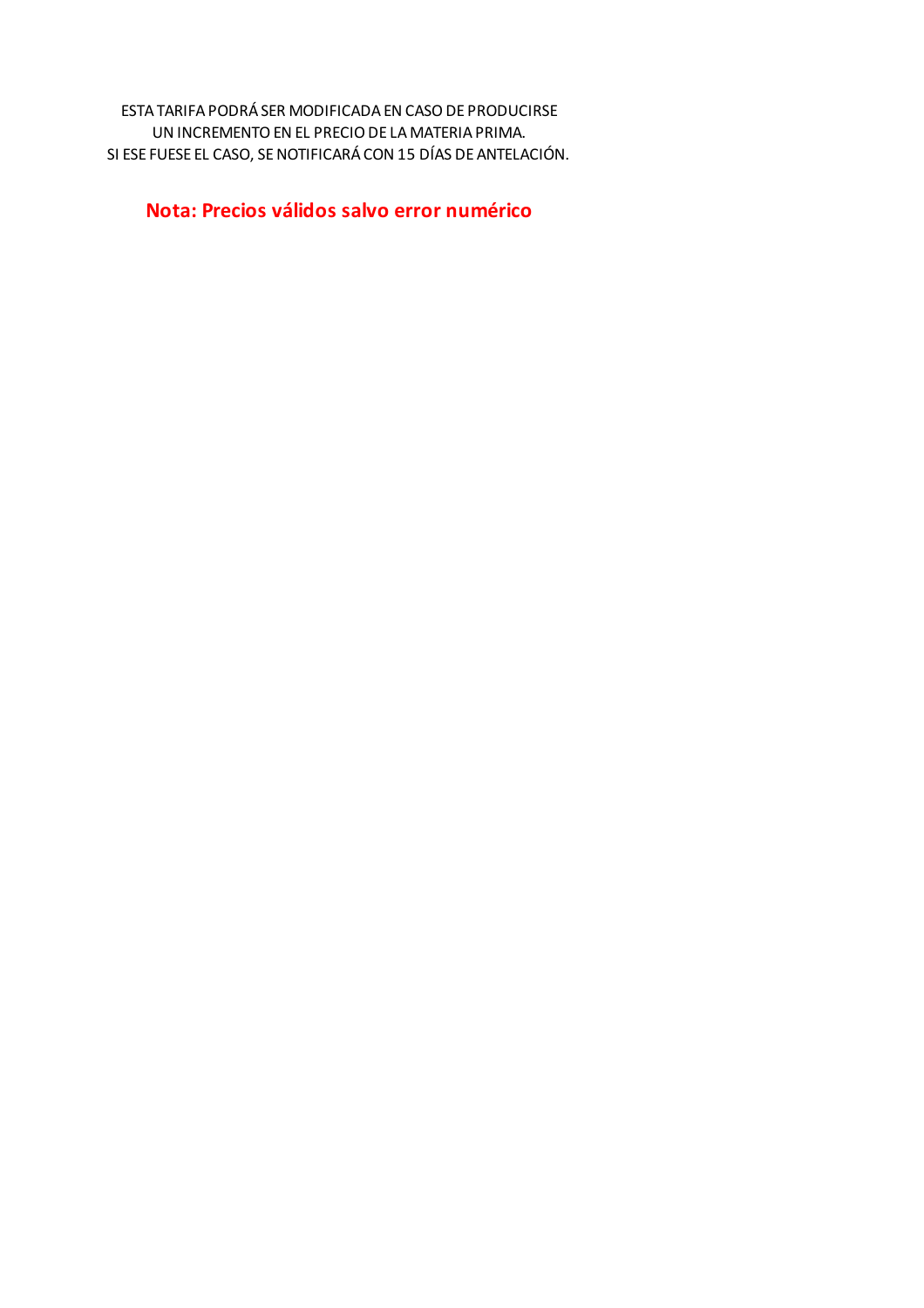ESTA TARIFA PODRÁ SER MODIFICADA EN CASO DE PRODUCIRSE
UN INCREMENTO EN EL PRECIO DE LA MATERIA PRIMA.
SI ESE FUESE EL CASO, SE NOTIFICARÁ CON 15 DÍAS DE ANTELACIÓN.

**Nota: Precios válidos salvo error numérico**